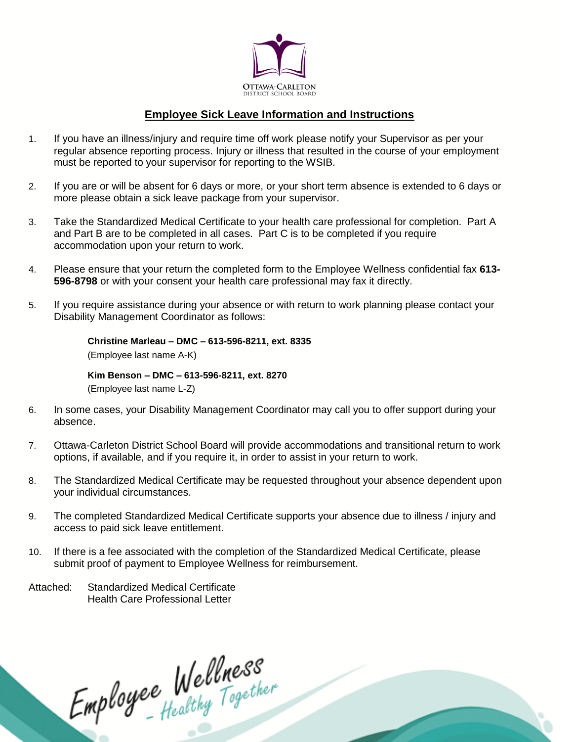OTTAWA-CARLETON
DISTRICT SCHOOL BOARD

# Employee Sick Leave Information and Instructions

1. If you have an illness/injury and require time off work please notify your Supervisor as per your regular absence reporting process. Injury or illness that resulted in the course of your employment must be reported to your supervisor for reporting to the WSIB.

2. If you are or will be absent for 6 days or more, or your short term absence is extended to 6 days or more please obtain a sick leave package from your supervisor.

3. Take the Standardized Medical Certificate to your health care professional for completion. Part A and Part B are to be completed in all cases. Part C is to be completed if you require accommodation upon your return to work.

4. Please ensure that your return the completed form to the Employee Wellness confidential fax **613-596-8798** or with your consent your health care professional may fax it directly.

5. If you require assistance during your absence or with return to work planning please contact your Disability Management Coordinator as follows:

   **Christine Marleau – DMC – 613-596-8211, ext. 8335**
   (Employee last name A-K)

   **Kim Benson – DMC – 613-596-8211, ext. 8270**
   (Employee last name L-Z)

6. In some cases, your Disability Management Coordinator may call you to offer support during your absence.

7. Ottawa-Carleton District School Board will provide accommodations and transitional return to work options, if available, and if you require it, in order to assist in your return to work.

8. The Standardized Medical Certificate may be requested throughout your absence dependent upon your individual circumstances.

9. The completed Standardized Medical Certificate supports your absence due to illness / injury and access to paid sick leave entitlement.

10. If there is a fee associated with the completion of the Standardized Medical Certificate, please submit proof of payment to Employee Wellness for reimbursement.

Attached: Standardized Medical Certificate
Health Care Professional Letter

Employee Wellness – Healthy Together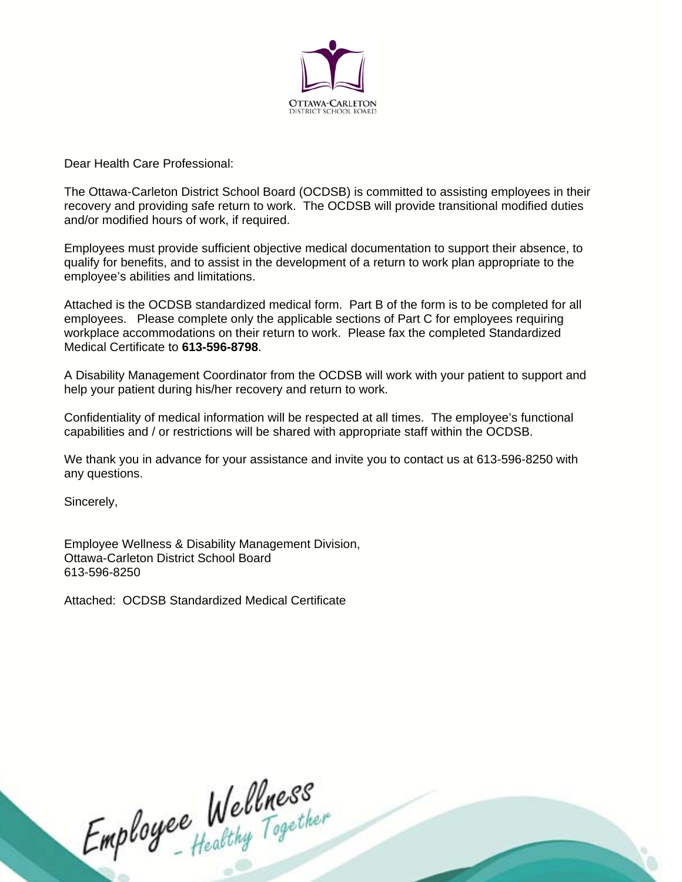OTTAWA-CARLETON
DISTRICT SCHOOL BOARD

Dear Health Care Professional:

The Ottawa-Carleton District School Board (OCDSB) is committed to assisting employees in their recovery and providing safe return to work. The OCDSB will provide transitional modified duties and/or modified hours of work, if required.

Employees must provide sufficient objective medical documentation to support their absence, to qualify for benefits, and to assist in the development of a return to work plan appropriate to the employee's abilities and limitations.

Attached is the OCDSB standardized medical form. Part B of the form is to be completed for all employees. Please complete only the applicable sections of Part C for employees requiring workplace accommodations on their return to work. Please fax the completed Standardized Medical Certificate to **613-596-8798**.

A Disability Management Coordinator from the OCDSB will work with your patient to support and help your patient during his/her recovery and return to work.

Confidentiality of medical information will be respected at all times. The employee's functional capabilities and / or restrictions will be shared with appropriate staff within the OCDSB.

We thank you in advance for your assistance and invite you to contact us at 613-596-8250 with any questions.

Sincerely,

Employee Wellness & Disability Management Division,
Ottawa-Carleton District School Board
613-596-8250

Attached: OCDSB Standardized Medical Certificate

Employee Wellness - Healthy Together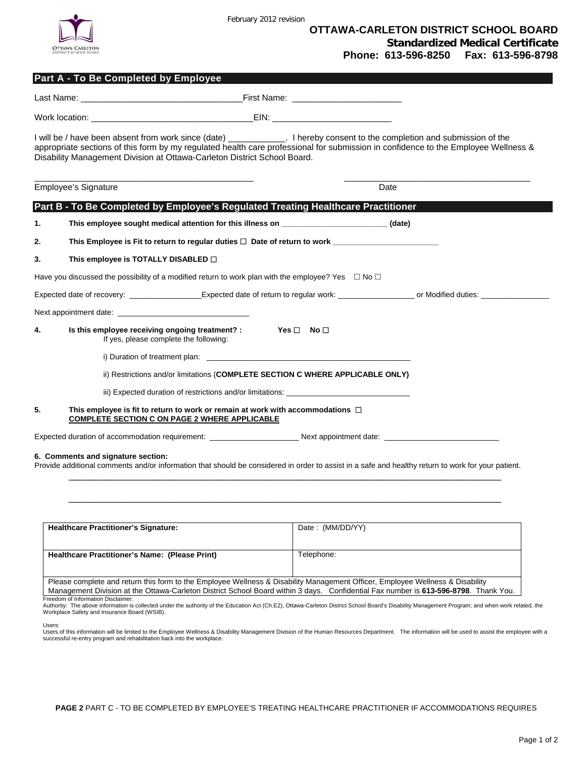February 2012 revision

**OTTAWA-CARLETON DISTRICT SCHOOL BOARD**
**Standardized Medical Certificate**
**Phone: 613-596-8250 Fax: 613-596-8798**

## Part A - To Be Completed by Employee

Last Name: ________________________________ First Name: ______________________

Work location: ________________________________ EIN: ________________________

I will be / have been absent from work since (date) ____________. I hereby consent to the completion and submission of the appropriate sections of this form by my regulated health care professional for submission in confidence to the Employee Wellness & Disability Management Division at Ottawa-Carleton District School Board.

______________________________________________ ______________________________________
Employee's Signature Date

## Part B - To Be Completed by Employee's Regulated Treating Healthcare Practitioner

1. **This employee sought medical attention for this illness on ________________________ (date)**

2. **This Employee is Fit to return to regular duties ☐ Date of return to work ________________________**

3. **This employee is TOTALLY DISABLED ☐**

Have you discussed the possibility of a modified return to work plan with the employee? Yes ☐ No ☐

Expected date of recovery: ________________ Expected date of return to regular work: _________________ or Modified duties: ________________

Next appointment date: ______________________________

4. **Is this employee receiving ongoing treatment? : Yes ☐ No ☐**
   If yes, please complete the following:

   i) Duration of treatment plan: ______________________________________________

   ii) Restrictions and/or limitations (**COMPLETE SECTION C WHERE APPLICABLE ONLY**)

   iii) Expected duration of restrictions and/or limitations: ____________________________

5. **This employee is fit to return to work or remain at work with accommodations ☐**
   **COMPLETE SECTION C ON PAGE 2 WHERE APPLICABLE**

Expected duration of accommodation requirement: ____________________ Next appointment date: __________________________

**6. Comments and signature section:**
Provide additional comments and/or information that should be considered in order to assist in a safe and healthy return to work for your patient.

___________________________________________________________________________________________________

___________________________________________________________________________________________________

| **Healthcare Practitioner's Signature:** | Date : (MM/DD/YY) |
|---|---|
| **Healthcare Practitioner's Name: (Please Print)** | Telephone: |
| Please complete and return this form to the Employee Wellness & Disability Management Officer, Employee Wellness & Disability Management Division at the Ottawa-Carleton District School Board within 3 days. Confidential Fax number is **613-596-8798**. Thank You. | |

Freedom of Information Disclaimer:
Authority: The above information is collected under the authority of the Education Act (Ch.E2), Ottawa-Carleton District School Board's Disability Management Program; and when work related, the Workplace Safety and Insurance Board (WSIB).

Users:
Users of this information will be limited to the Employee Wellness & Disability Management Division of the Human Resources Department. The information will be used to assist the employee with a successful re-entry program and rehabilitation back into the workplace.

**PAGE 2** PART C - TO BE COMPLETED BY EMPLOYEE'S TREATING HEALTHCARE PRACTITIONER IF ACCOMMODATIONS REQUIRES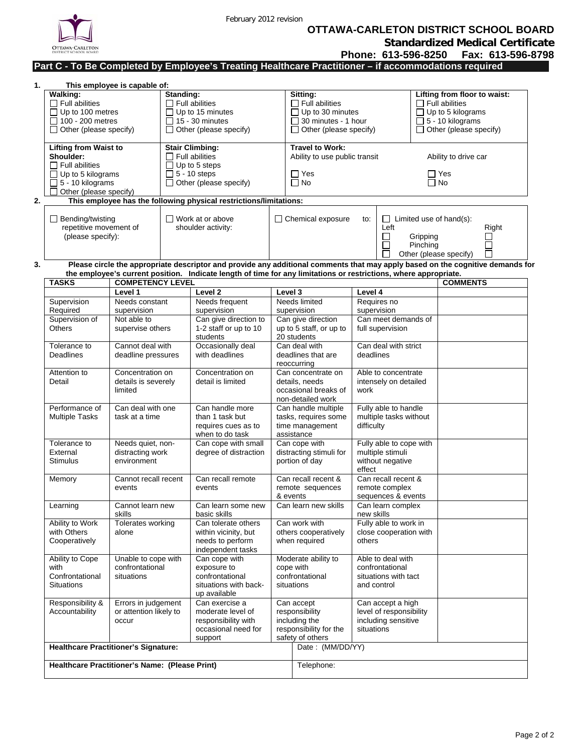February 2012 revision

# OTTAWA-CARLETON DISTRICT SCHOOL BOARD

## Standardized Medical Certificate

**Phone: 613-596-8250 Fax: 613-596-8798**

## Part C - To Be Completed by Employee's Treating Healthcare Practitioner – if accommodations required

**1. This employee is capable of:**

| | | | |
|---|---|---|---|
| **Walking:**<br>☐ Full abilities<br>☐ Up to 100 metres<br>☐ 100 - 200 metres<br>☐ Other (please specify) | **Standing:**<br>☐ Full abilities<br>☐ Up to 15 minutes<br>☐ 15 - 30 minutes<br>☐ Other (please specify) | **Sitting:**<br>☐ Full abilities<br>☐ Up to 30 minutes<br>☐ 30 minutes - 1 hour<br>☐ Other (please specify) | **Lifting from floor to waist:**<br>☐ Full abilities<br>☐ Up to 5 kilograms<br>☐ 5 - 10 kilograms<br>☐ Other (please specify) |
| **Lifting from Waist to Shoulder:**<br>☐ Full abilities<br>☐ Up to 5 kilograms<br>☐ 5 - 10 kilograms<br>☐ Other (please specify) | **Stair Climbing:**<br>☐ Full abilities<br>☐ Up to 5 steps<br>☐ 5 - 10 steps<br>☐ Other (please specify) | **Travel to Work:**<br>Ability to use public transit<br>☐ Yes<br>☐ No | Ability to drive car<br>☐ Yes<br>☐ No |

**2. This employee has the following physical restrictions/limitations:**

| | | | |
|---|---|---|---|
| ☐ Bending/twisting repetitive movement of (please specify): | ☐ Work at or above shoulder activity: | ☐ Chemical exposure to: | ☐ Limited use of hand(s):<br>Left ☐ Gripping ☐ Right<br>Left ☐ Pinching ☐ Right<br>Left ☐ Other (please specify) ☐ Right |

**3. Please circle the appropriate descriptor and provide any additional comments that may apply based on the cognitive demands for the employee's current position. Indicate length of time for any limitations or restrictions, where appropriate.**

| TASKS | COMPETENCY LEVEL | | | | COMMENTS |
|---|---|---|---|---|---|
| | Level 1 | Level 2 | Level 3 | Level 4 | |
| Supervision Required | Needs constant supervision | Needs frequent supervision | Needs limited supervision | Requires no supervision | |
| Supervision of Others | Not able to supervise others | Can give direction to 1-2 staff or up to 10 students | Can give direction up to 5 staff, or up to 20 students | Can meet demands of full supervision | |
| Tolerance to Deadlines | Cannot deal with deadline pressures | Occasionally deal with deadlines | Can deal with deadlines that are reoccurring | Can deal with strict deadlines | |
| Attention to Detail | Concentration on details is severely limited | Concentration on detail is limited | Can concentrate on details, needs occasional breaks of non-detailed work | Able to concentrate intensely on detailed work | |
| Performance of Multiple Tasks | Can deal with one task at a time | Can handle more than 1 task but requires cues as to when to do task | Can handle multiple tasks, requires some time management assistance | Fully able to handle multiple tasks without difficulty | |
| Tolerance to External Stimulus | Needs quiet, non-distracting work environment | Can cope with small degree of distraction | Can cope with distracting stimuli for portion of day | Fully able to cope with multiple stimuli without negative effect | |
| Memory | Cannot recall recent events | Can recall remote events | Can recall recent & remote sequences & events | Can recall recent & remote complex sequences & events | |
| Learning | Cannot learn new skills | Can learn some new basic skills | Can learn new skills | Can learn complex new skills | |
| Ability to Work with Others Cooperatively | Tolerates working alone | Can tolerate others within vicinity, but needs to perform independent tasks | Can work with others cooperatively when required | Fully able to work in close cooperation with others | |
| Ability to Cope with Confrontational Situations | Unable to cope with confrontational situations | Can cope with exposure to confrontational situations with back-up available | Moderate ability to cope with confrontational situations | Able to deal with confrontational situations with tact and control | |
| Responsibility & Accountability | Errors in judgement or attention likely to occur | Can exercise a moderate level of responsibility with occasional need for support | Can accept responsibility including the responsibility for the safety of others | Can accept a high level of responsibility including sensitive situations | |

| | |
|---|---|
| **Healthcare Practitioner's Signature:** | Date : (MM/DD/YY) |
| **Healthcare Practitioner's Name: (Please Print)** | Telephone: |